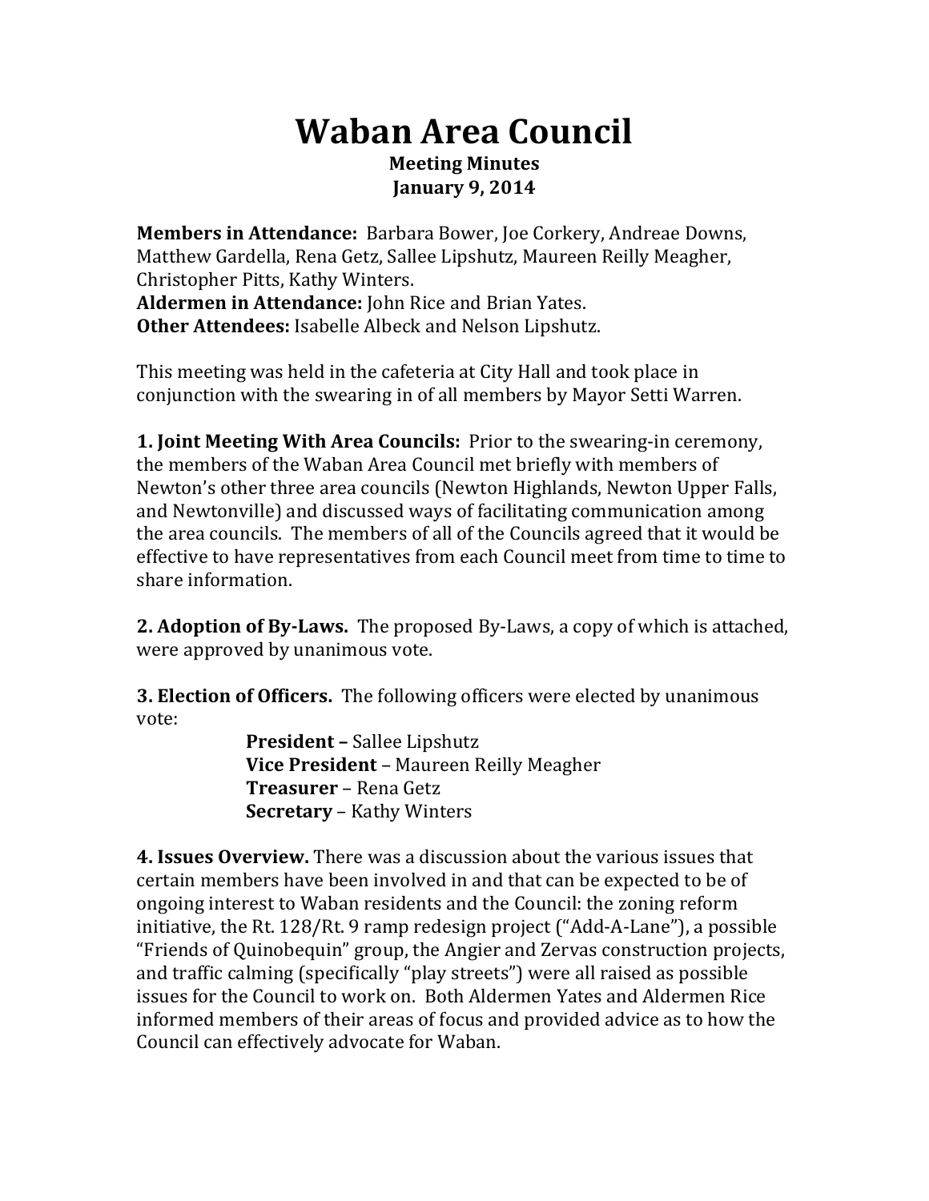# Waban Area Council

**Meeting Minutes**
**January 9, 2014**

**Members in Attendance:** Barbara Bower, Joe Corkery, Andreae Downs, Matthew Gardella, Rena Getz, Sallee Lipshutz, Maureen Reilly Meagher, Christopher Pitts, Kathy Winters.
**Aldermen in Attendance:** John Rice and Brian Yates.
**Other Attendees:** Isabelle Albeck and Nelson Lipshutz.

This meeting was held in the cafeteria at City Hall and took place in conjunction with the swearing in of all members by Mayor Setti Warren.

**1. Joint Meeting With Area Councils:** Prior to the swearing-in ceremony, the members of the Waban Area Council met briefly with members of Newton's other three area councils (Newton Highlands, Newton Upper Falls, and Newtonville) and discussed ways of facilitating communication among the area councils. The members of all of the Councils agreed that it would be effective to have representatives from each Council meet from time to time to share information.

**2. Adoption of By-Laws.** The proposed By-Laws, a copy of which is attached, were approved by unanimous vote.

**3. Election of Officers.** The following officers were elected by unanimous vote:

**President –** Sallee Lipshutz
**Vice President** – Maureen Reilly Meagher
**Treasurer** – Rena Getz
**Secretary** – Kathy Winters

**4. Issues Overview.** There was a discussion about the various issues that certain members have been involved in and that can be expected to be of ongoing interest to Waban residents and the Council: the zoning reform initiative, the Rt. 128/Rt. 9 ramp redesign project ("Add-A-Lane"), a possible "Friends of Quinobequin" group, the Angier and Zervas construction projects, and traffic calming (specifically "play streets") were all raised as possible issues for the Council to work on. Both Aldermen Yates and Aldermen Rice informed members of their areas of focus and provided advice as to how the Council can effectively advocate for Waban.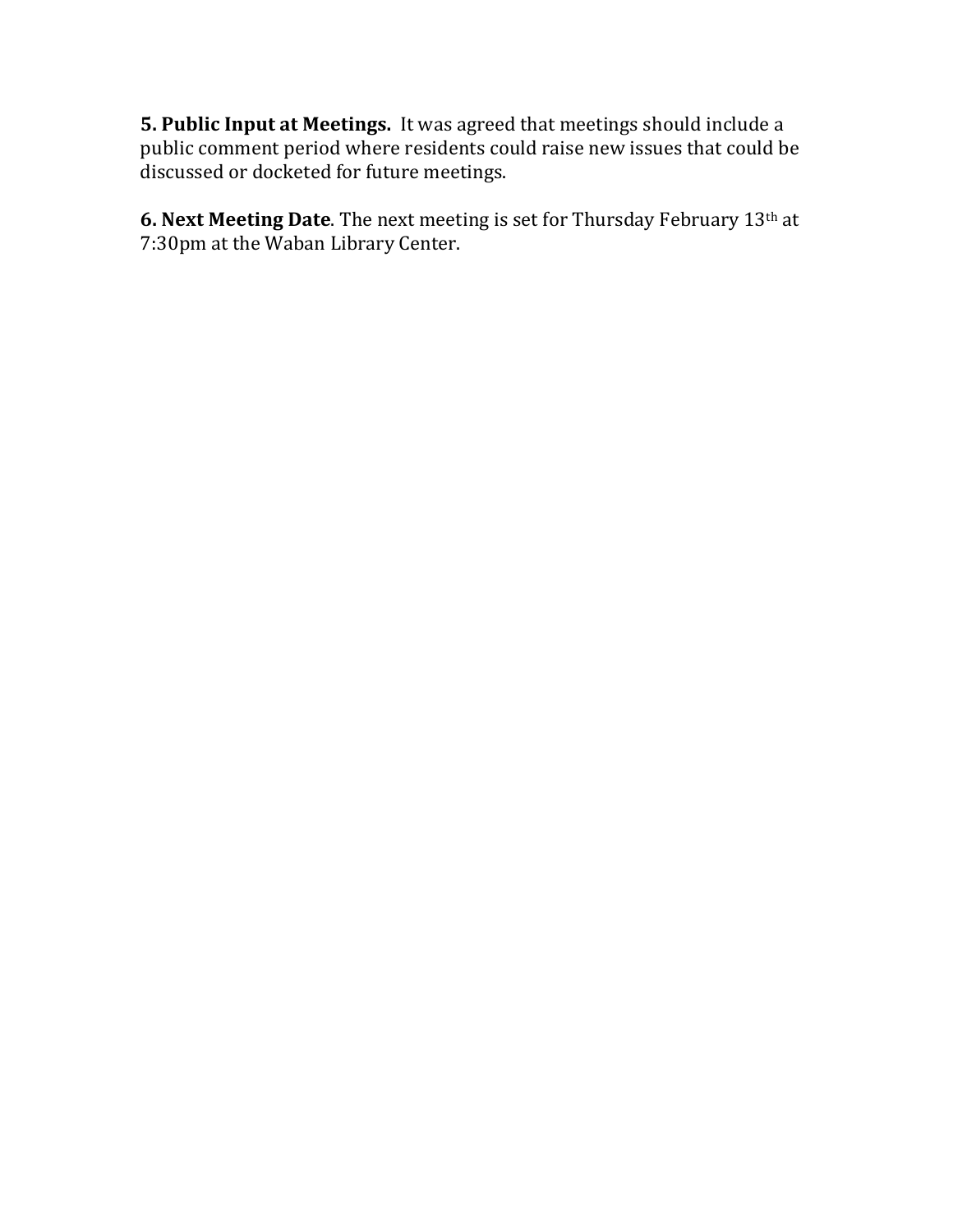**5. Public Input at Meetings.** It was agreed that meetings should include a public comment period where residents could raise new issues that could be discussed or docketed for future meetings.

**6. Next Meeting Date**. The next meeting is set for Thursday February 13th at 7:30pm at the Waban Library Center.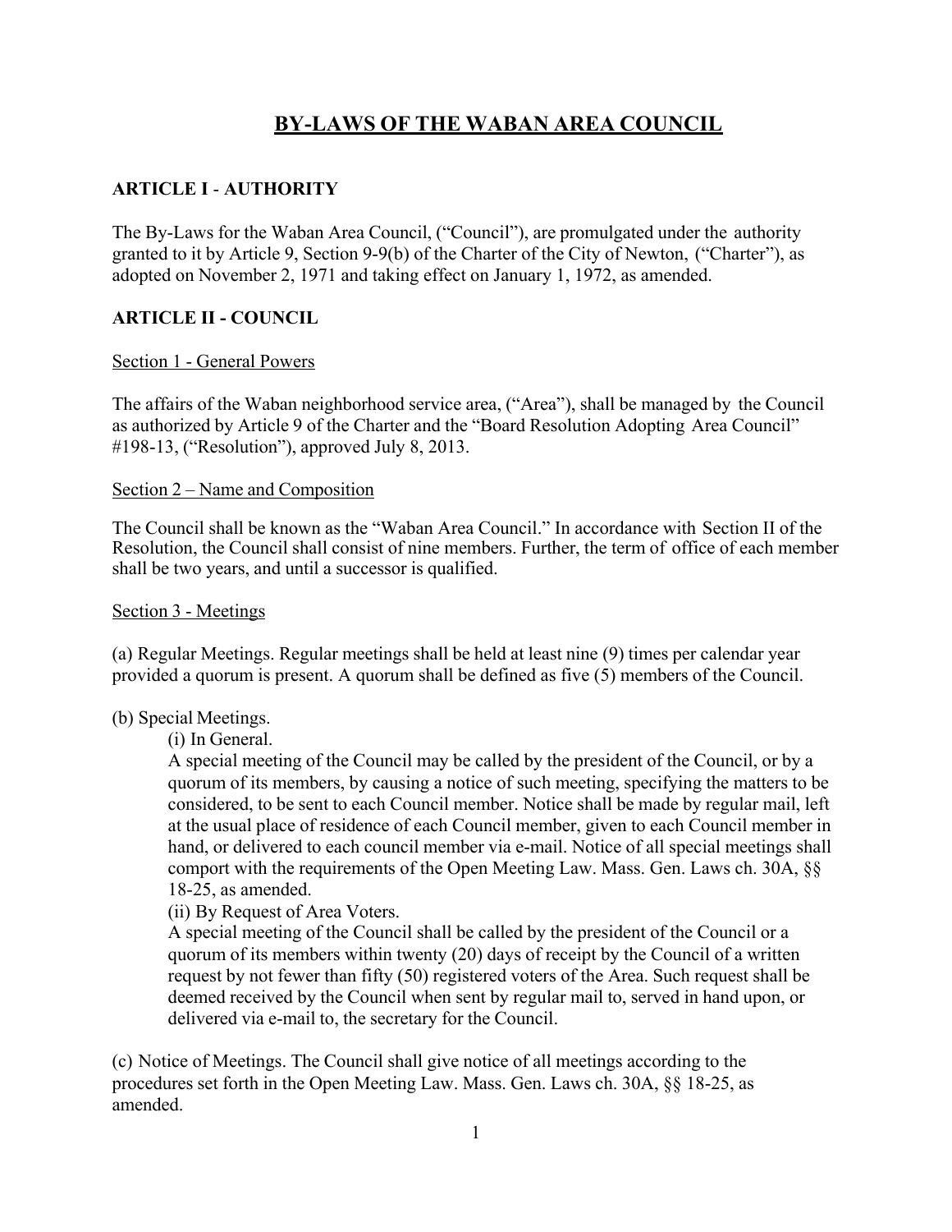# BY-LAWS OF THE WABAN AREA COUNCIL

## ARTICLE I - AUTHORITY

The By-Laws for the Waban Area Council, ("Council"), are promulgated under the authority granted to it by Article 9, Section 9-9(b) of the Charter of the City of Newton, ("Charter"), as adopted on November 2, 1971 and taking effect on January 1, 1972, as amended.

## ARTICLE II - COUNCIL

### Section 1 - General Powers

The affairs of the Waban neighborhood service area, ("Area"), shall be managed by the Council as authorized by Article 9 of the Charter and the "Board Resolution Adopting Area Council" #198-13, ("Resolution"), approved July 8, 2013.

### Section 2 – Name and Composition

The Council shall be known as the "Waban Area Council." In accordance with Section II of the Resolution, the Council shall consist of nine members. Further, the term of office of each member shall be two years, and until a successor is qualified.

### Section 3 - Meetings

(a) Regular Meetings. Regular meetings shall be held at least nine (9) times per calendar year provided a quorum is present. A quorum shall be defined as five (5) members of the Council.

(b) Special Meetings.

(i) In General.

A special meeting of the Council may be called by the president of the Council, or by a quorum of its members, by causing a notice of such meeting, specifying the matters to be considered, to be sent to each Council member. Notice shall be made by regular mail, left at the usual place of residence of each Council member, given to each Council member in hand, or delivered to each council member via e-mail. Notice of all special meetings shall comport with the requirements of the Open Meeting Law. Mass. Gen. Laws ch. 30A, §§ 18-25, as amended.

(ii) By Request of Area Voters.

A special meeting of the Council shall be called by the president of the Council or a quorum of its members within twenty (20) days of receipt by the Council of a written request by not fewer than fifty (50) registered voters of the Area. Such request shall be deemed received by the Council when sent by regular mail to, served in hand upon, or delivered via e-mail to, the secretary for the Council.

(c) Notice of Meetings. The Council shall give notice of all meetings according to the procedures set forth in the Open Meeting Law. Mass. Gen. Laws ch. 30A, §§ 18-25, as amended.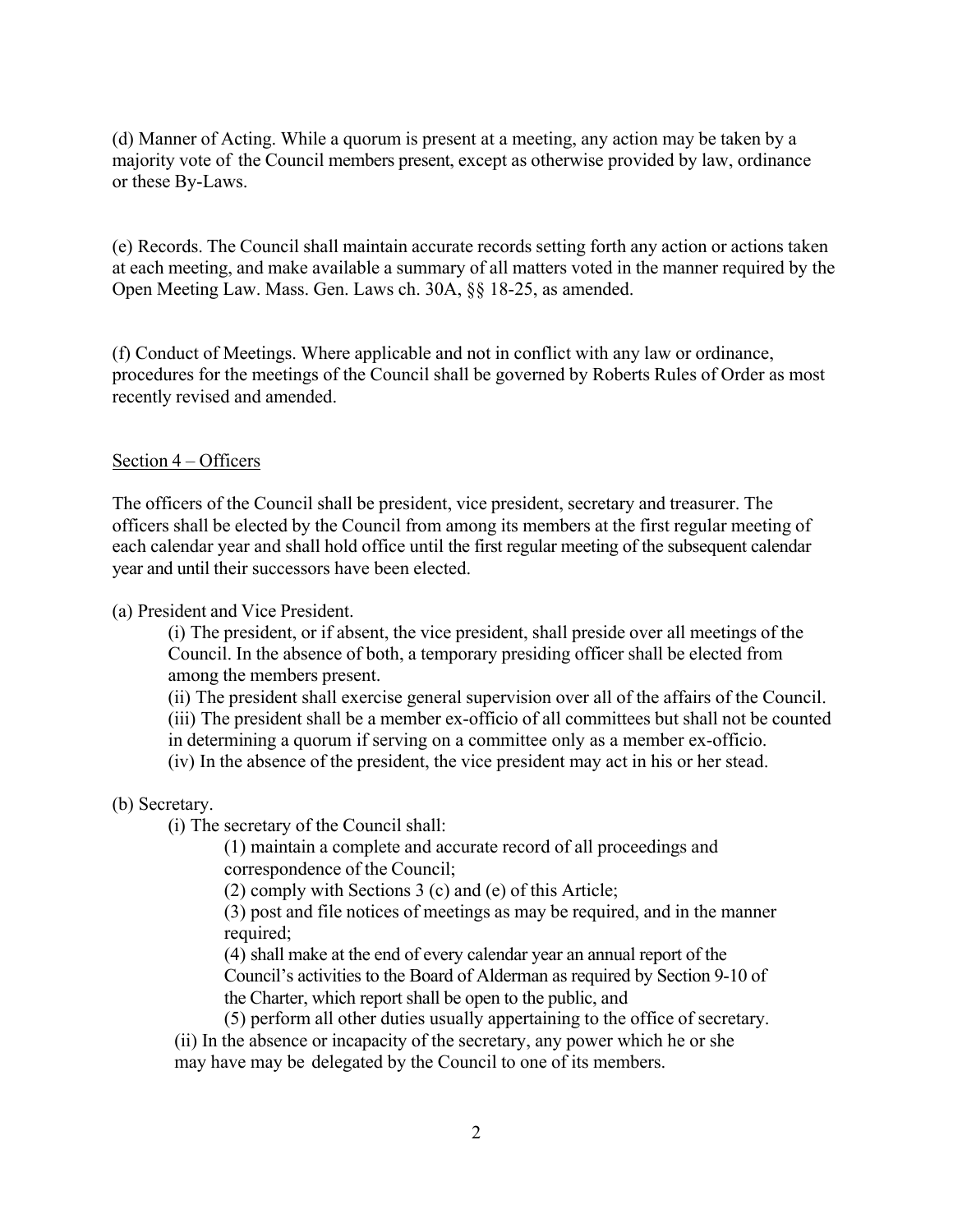(d) Manner of Acting. While a quorum is present at a meeting, any action may be taken by a majority vote of the Council members present, except as otherwise provided by law, ordinance or these By-Laws.

(e) Records. The Council shall maintain accurate records setting forth any action or actions taken at each meeting, and make available a summary of all matters voted in the manner required by the Open Meeting Law. Mass. Gen. Laws ch. 30A, §§ 18-25, as amended.

(f) Conduct of Meetings. Where applicable and not in conflict with any law or ordinance, procedures for the meetings of the Council shall be governed by Roberts Rules of Order as most recently revised and amended.

Section 4 – Officers

The officers of the Council shall be president, vice president, secretary and treasurer. The officers shall be elected by the Council from among its members at the first regular meeting of each calendar year and shall hold office until the first regular meeting of the subsequent calendar year and until their successors have been elected.

(a) President and Vice President.

(i) The president, or if absent, the vice president, shall preside over all meetings of the Council. In the absence of both, a temporary presiding officer shall be elected from among the members present.

(ii) The president shall exercise general supervision over all of the affairs of the Council.

(iii) The president shall be a member ex-officio of all committees but shall not be counted in determining a quorum if serving on a committee only as a member ex-officio.

(iv) In the absence of the president, the vice president may act in his or her stead.

(b) Secretary.

(i) The secretary of the Council shall:

(1) maintain a complete and accurate record of all proceedings and correspondence of the Council;

(2) comply with Sections 3 (c) and (e) of this Article;

(3) post and file notices of meetings as may be required, and in the manner required;

(4) shall make at the end of every calendar year an annual report of the Council's activities to the Board of Alderman as required by Section 9-10 of the Charter, which report shall be open to the public, and

(5) perform all other duties usually appertaining to the office of secretary.

(ii) In the absence or incapacity of the secretary, any power which he or she may have may be delegated by the Council to one of its members.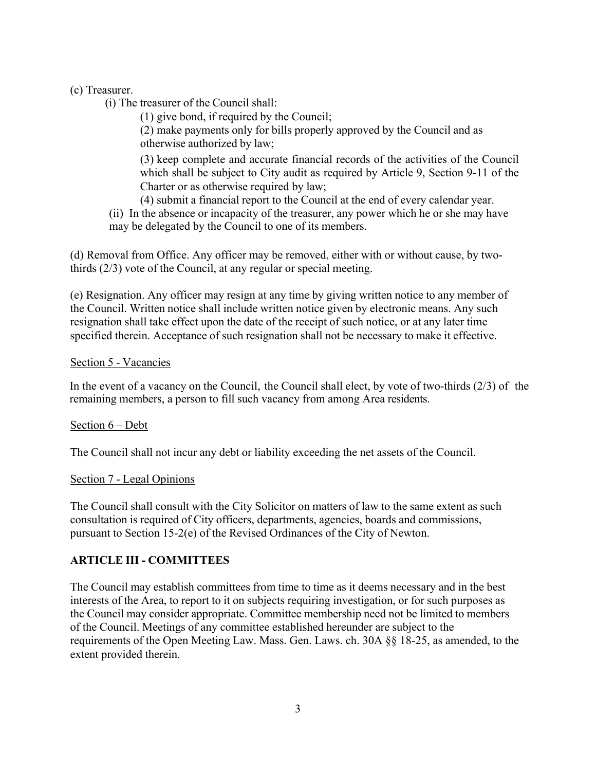(c) Treasurer.

(i) The treasurer of the Council shall:

(1) give bond, if required by the Council;

(2) make payments only for bills properly approved by the Council and as otherwise authorized by law;

(3) keep complete and accurate financial records of the activities of the Council which shall be subject to City audit as required by Article 9, Section 9-11 of the Charter or as otherwise required by law;

(4) submit a financial report to the Council at the end of every calendar year.

(ii) In the absence or incapacity of the treasurer, any power which he or she may have may be delegated by the Council to one of its members.

(d) Removal from Office. Any officer may be removed, either with or without cause, by two-thirds (2/3) vote of the Council, at any regular or special meeting.

(e) Resignation. Any officer may resign at any time by giving written notice to any member of the Council. Written notice shall include written notice given by electronic means. Any such resignation shall take effect upon the date of the receipt of such notice, or at any later time specified therein. Acceptance of such resignation shall not be necessary to make it effective.

Section 5 - Vacancies

In the event of a vacancy on the Council, the Council shall elect, by vote of two-thirds (2/3) of the remaining members, a person to fill such vacancy from among Area residents.

Section 6 – Debt

The Council shall not incur any debt or liability exceeding the net assets of the Council.

Section 7 - Legal Opinions

The Council shall consult with the City Solicitor on matters of law to the same extent as such consultation is required of City officers, departments, agencies, boards and commissions, pursuant to Section 15-2(e) of the Revised Ordinances of the City of Newton.

## ARTICLE III - COMMITTEES

The Council may establish committees from time to time as it deems necessary and in the best interests of the Area, to report to it on subjects requiring investigation, or for such purposes as the Council may consider appropriate. Committee membership need not be limited to members of the Council. Meetings of any committee established hereunder are subject to the requirements of the Open Meeting Law. Mass. Gen. Laws. ch. 30A §§ 18-25, as amended, to the extent provided therein.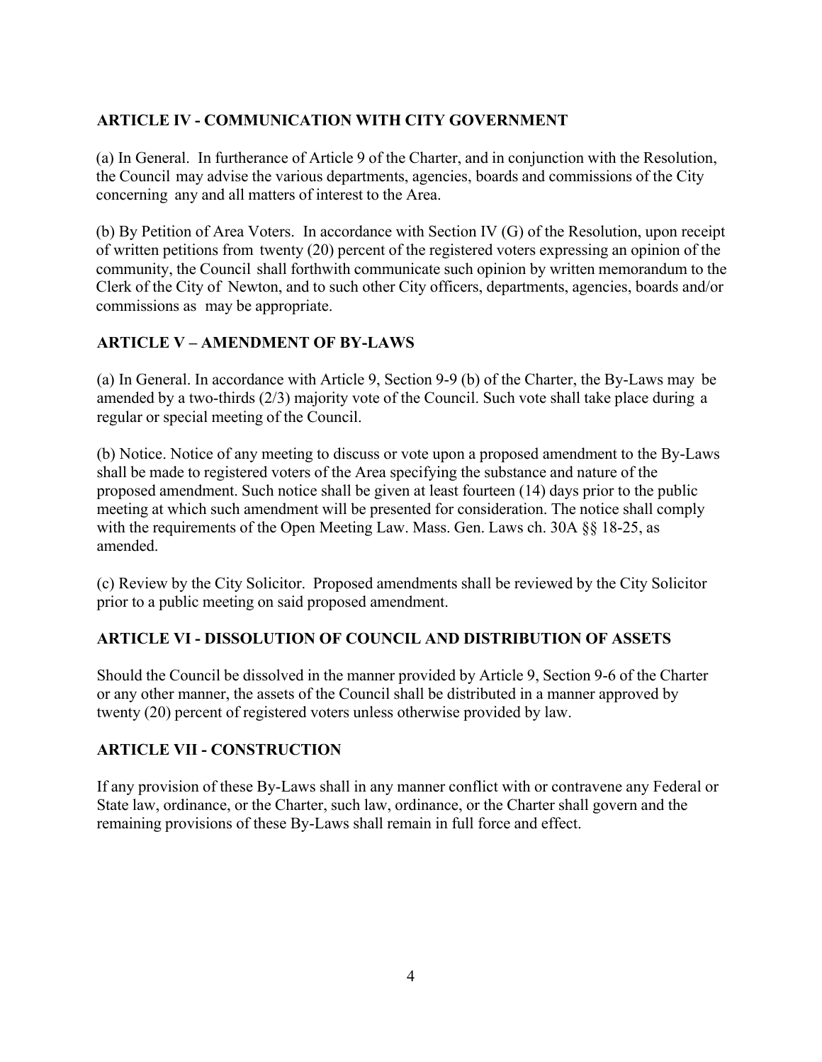### ARTICLE IV - COMMUNICATION WITH CITY GOVERNMENT

(a) In General. In furtherance of Article 9 of the Charter, and in conjunction with the Resolution, the Council may advise the various departments, agencies, boards and commissions of the City concerning any and all matters of interest to the Area.

(b) By Petition of Area Voters. In accordance with Section IV (G) of the Resolution, upon receipt of written petitions from twenty (20) percent of the registered voters expressing an opinion of the community, the Council shall forthwith communicate such opinion by written memorandum to the Clerk of the City of Newton, and to such other City officers, departments, agencies, boards and/or commissions as may be appropriate.

### ARTICLE V – AMENDMENT OF BY-LAWS

(a) In General. In accordance with Article 9, Section 9-9 (b) of the Charter, the By-Laws may be amended by a two-thirds (2/3) majority vote of the Council. Such vote shall take place during a regular or special meeting of the Council.

(b) Notice. Notice of any meeting to discuss or vote upon a proposed amendment to the By-Laws shall be made to registered voters of the Area specifying the substance and nature of the proposed amendment. Such notice shall be given at least fourteen (14) days prior to the public meeting at which such amendment will be presented for consideration. The notice shall comply with the requirements of the Open Meeting Law. Mass. Gen. Laws ch. 30A §§ 18-25, as amended.

(c) Review by the City Solicitor. Proposed amendments shall be reviewed by the City Solicitor prior to a public meeting on said proposed amendment.

### ARTICLE VI - DISSOLUTION OF COUNCIL AND DISTRIBUTION OF ASSETS

Should the Council be dissolved in the manner provided by Article 9, Section 9-6 of the Charter or any other manner, the assets of the Council shall be distributed in a manner approved by twenty (20) percent of registered voters unless otherwise provided by law.

### ARTICLE VII - CONSTRUCTION

If any provision of these By-Laws shall in any manner conflict with or contravene any Federal or State law, ordinance, or the Charter, such law, ordinance, or the Charter shall govern and the remaining provisions of these By-Laws shall remain in full force and effect.